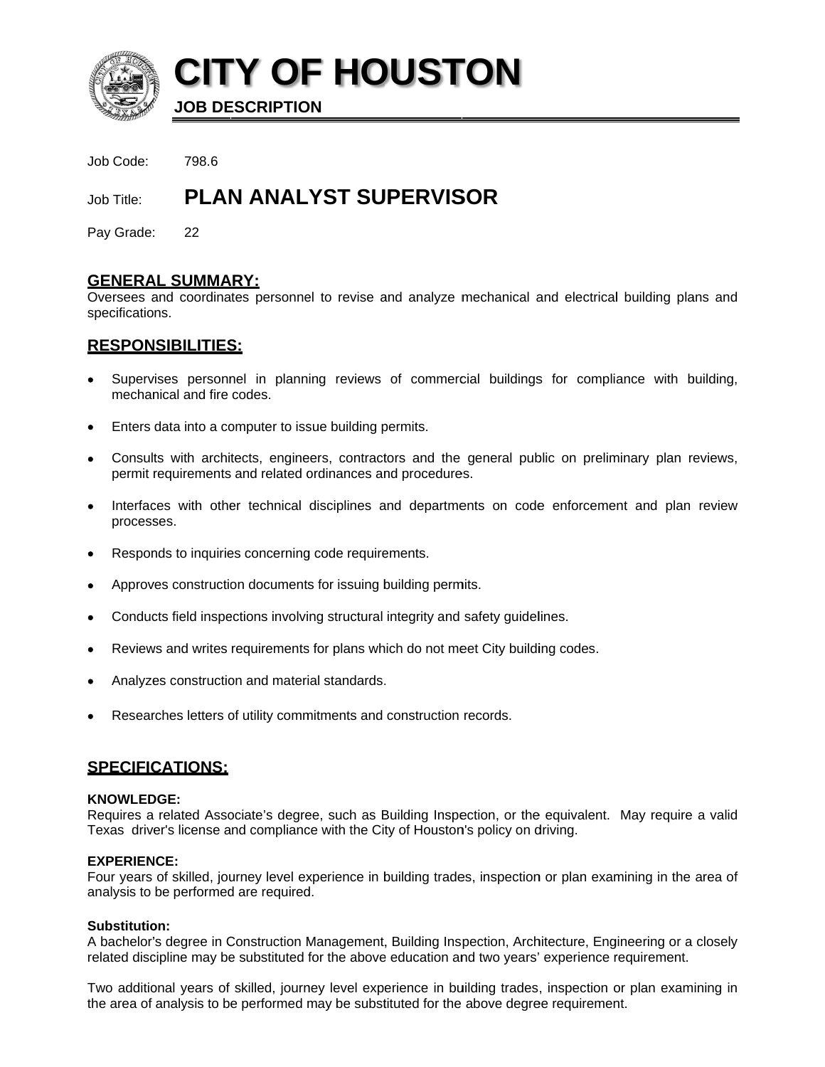# CITY OF HOUSTON

**JOB DESCRIPTION**

Job Code: 798.6

Job Title: **PLAN ANALYST SUPERVISOR**

Pay Grade: 22

## GENERAL SUMMARY:

Oversees and coordinates personnel to revise and analyze mechanical and electrical building plans and specifications.

## RESPONSIBILITIES:

- Supervises personnel in planning reviews of commercial buildings for compliance with building, mechanical and fire codes.
- Enters data into a computer to issue building permits.
- Consults with architects, engineers, contractors and the general public on preliminary plan reviews, permit requirements and related ordinances and procedures.
- Interfaces with other technical disciplines and departments on code enforcement and plan review processes.
- Responds to inquiries concerning code requirements.
- Approves construction documents for issuing building permits.
- Conducts field inspections involving structural integrity and safety guidelines.
- Reviews and writes requirements for plans which do not meet City building codes.
- Analyzes construction and material standards.
- Researches letters of utility commitments and construction records.

## SPECIFICATIONS:

**KNOWLEDGE:**

Requires a related Associate's degree, such as Building Inspection, or the equivalent. May require a valid Texas driver's license and compliance with the City of Houston's policy on driving.

**EXPERIENCE:**

Four years of skilled, journey level experience in building trades, inspection or plan examining in the area of analysis to be performed are required.

**Substitution:**

A bachelor's degree in Construction Management, Building Inspection, Architecture, Engineering or a closely related discipline may be substituted for the above education and two years' experience requirement.

Two additional years of skilled, journey level experience in building trades, inspection or plan examining in the area of analysis to be performed may be substituted for the above degree requirement.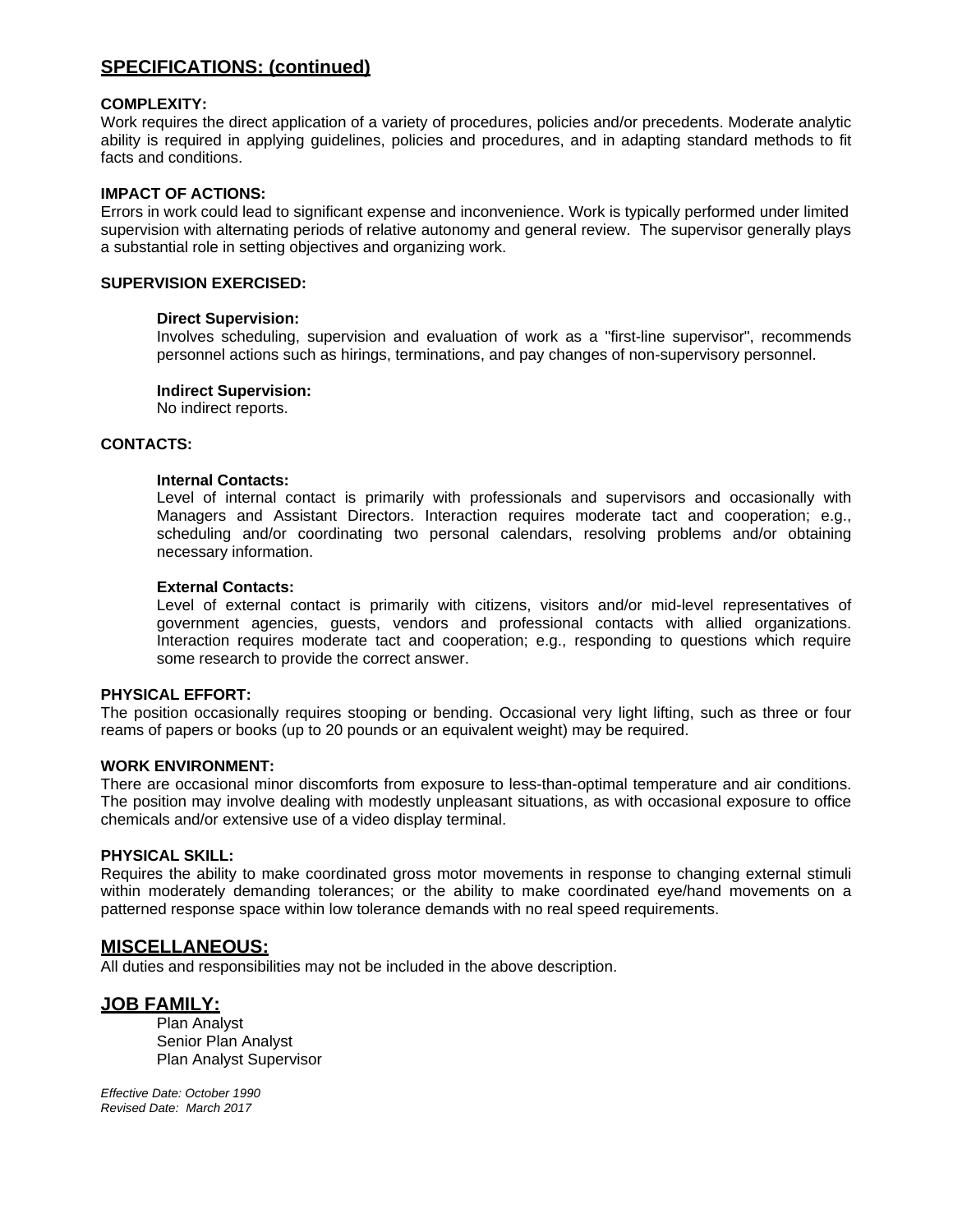## SPECIFICATIONS: (continued)

**COMPLEXITY:**
Work requires the direct application of a variety of procedures, policies and/or precedents. Moderate analytic ability is required in applying guidelines, policies and procedures, and in adapting standard methods to fit facts and conditions.

**IMPACT OF ACTIONS:**
Errors in work could lead to significant expense and inconvenience. Work is typically performed under limited supervision with alternating periods of relative autonomy and general review. The supervisor generally plays a substantial role in setting objectives and organizing work.

**SUPERVISION EXERCISED:**

**Direct Supervision:**
Involves scheduling, supervision and evaluation of work as a "first-line supervisor", recommends personnel actions such as hirings, terminations, and pay changes of non-supervisory personnel.

**Indirect Supervision:**
No indirect reports.

**CONTACTS:**

**Internal Contacts:**
Level of internal contact is primarily with professionals and supervisors and occasionally with Managers and Assistant Directors. Interaction requires moderate tact and cooperation; e.g., scheduling and/or coordinating two personal calendars, resolving problems and/or obtaining necessary information.

**External Contacts:**
Level of external contact is primarily with citizens, visitors and/or mid-level representatives of government agencies, guests, vendors and professional contacts with allied organizations. Interaction requires moderate tact and cooperation; e.g., responding to questions which require some research to provide the correct answer.

**PHYSICAL EFFORT:**
The position occasionally requires stooping or bending. Occasional very light lifting, such as three or four reams of papers or books (up to 20 pounds or an equivalent weight) may be required.

**WORK ENVIRONMENT:**
There are occasional minor discomforts from exposure to less-than-optimal temperature and air conditions. The position may involve dealing with modestly unpleasant situations, as with occasional exposure to office chemicals and/or extensive use of a video display terminal.

**PHYSICAL SKILL:**
Requires the ability to make coordinated gross motor movements in response to changing external stimuli within moderately demanding tolerances; or the ability to make coordinated eye/hand movements on a patterned response space within low tolerance demands with no real speed requirements.

## MISCELLANEOUS:

All duties and responsibilities may not be included in the above description.

## JOB FAMILY:

Plan Analyst
Senior Plan Analyst
Plan Analyst Supervisor

*Effective Date: October 1990*
*Revised Date: March 2017*